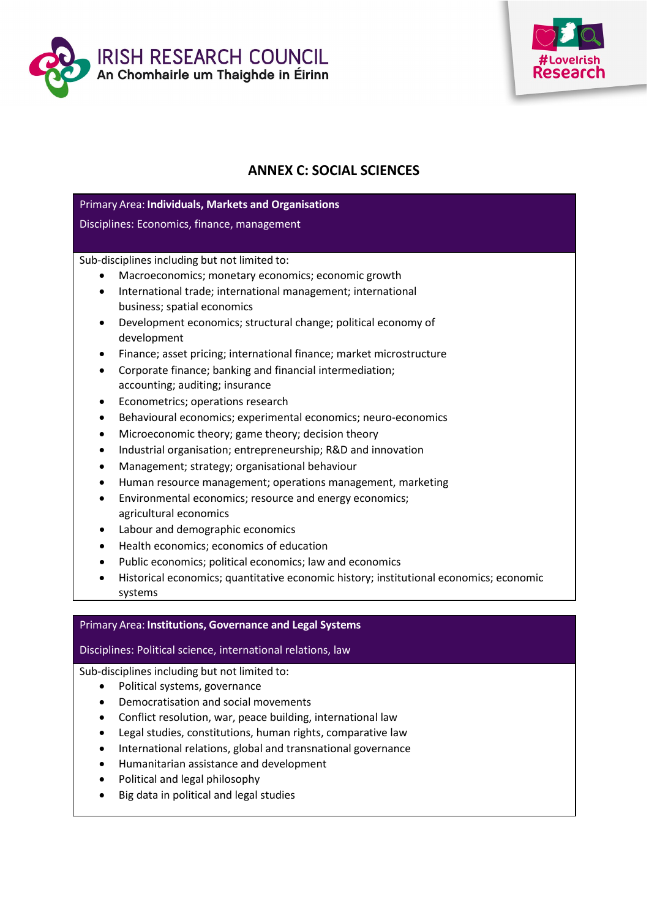IRISH RESEARCH COUNCIL
An Chomhairle um Thaighde in Éirinn

#LoveIrish Research

# ANNEX C: SOCIAL SCIENCES

**Primary Area: Individuals, Markets and Organisations**

Disciplines: Economics, finance, management

Sub-disciplines including but not limited to:

- Macroeconomics; monetary economics; economic growth
- International trade; international management; international business; spatial economics
- Development economics; structural change; political economy of development
- Finance; asset pricing; international finance; market microstructure
- Corporate finance; banking and financial intermediation; accounting; auditing; insurance
- Econometrics; operations research
- Behavioural economics; experimental economics; neuro-economics
- Microeconomic theory; game theory; decision theory
- Industrial organisation; entrepreneurship; R&D and innovation
- Management; strategy; organisational behaviour
- Human resource management; operations management, marketing
- Environmental economics; resource and energy economics; agricultural economics
- Labour and demographic economics
- Health economics; economics of education
- Public economics; political economics; law and economics
- Historical economics; quantitative economic history; institutional economics; economic systems

**Primary Area: Institutions, Governance and Legal Systems**

Disciplines: Political science, international relations, law

Sub-disciplines including but not limited to:

- Political systems, governance
- Democratisation and social movements
- Conflict resolution, war, peace building, international law
- Legal studies, constitutions, human rights, comparative law
- International relations, global and transnational governance
- Humanitarian assistance and development
- Political and legal philosophy
- Big data in political and legal studies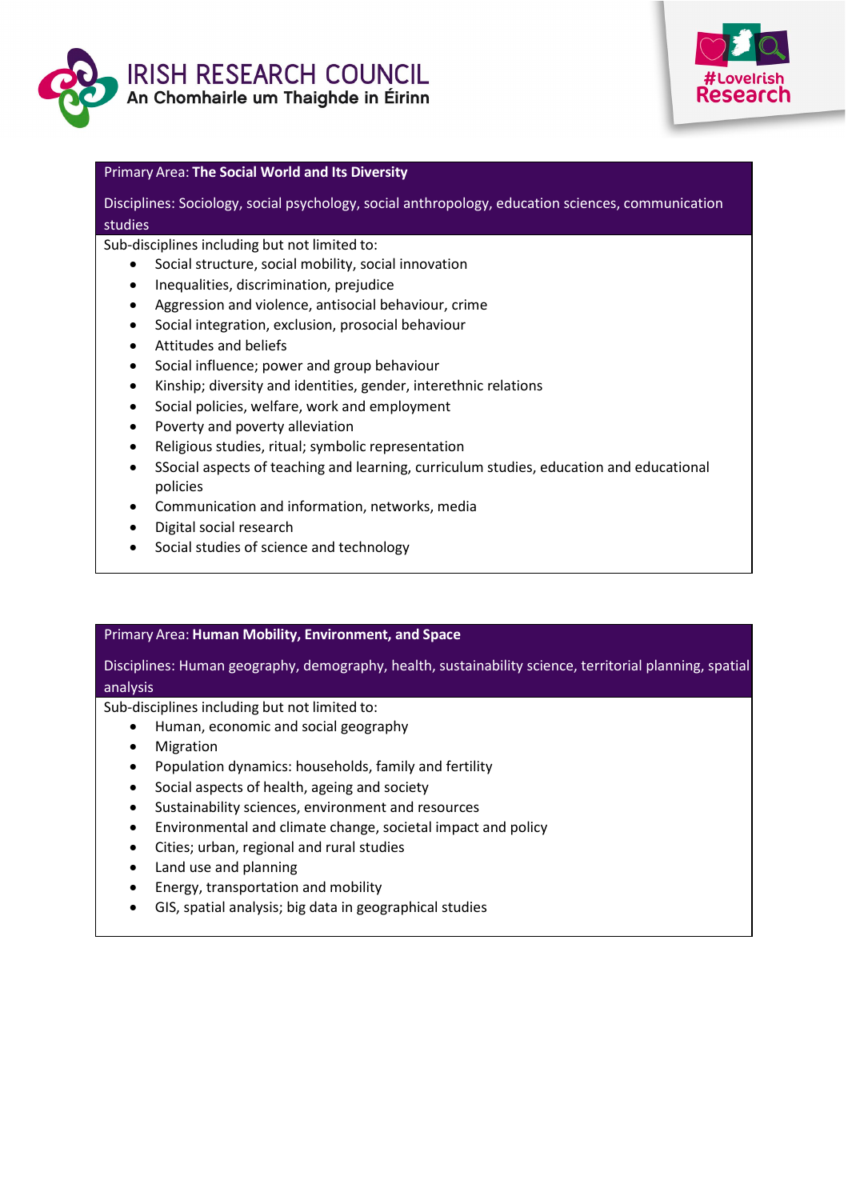Primary Area: **The Social World and Its Diversity**

Disciplines: Sociology, social psychology, social anthropology, education sciences, communication studies

Sub-disciplines including but not limited to:

- Social structure, social mobility, social innovation
- Inequalities, discrimination, prejudice
- Aggression and violence, antisocial behaviour, crime
- Social integration, exclusion, prosocial behaviour
- Attitudes and beliefs
- Social influence; power and group behaviour
- Kinship; diversity and identities, gender, interethnic relations
- Social policies, welfare, work and employment
- Poverty and poverty alleviation
- Religious studies, ritual; symbolic representation
- SSocial aspects of teaching and learning, curriculum studies, education and educational policies
- Communication and information, networks, media
- Digital social research
- Social studies of science and technology

Primary Area: **Human Mobility, Environment, and Space**

Disciplines: Human geography, demography, health, sustainability science, territorial planning, spatial analysis

Sub-disciplines including but not limited to:

- Human, economic and social geography
- Migration
- Population dynamics: households, family and fertility
- Social aspects of health, ageing and society
- Sustainability sciences, environment and resources
- Environmental and climate change, societal impact and policy
- Cities; urban, regional and rural studies
- Land use and planning
- Energy, transportation and mobility
- GIS, spatial analysis; big data in geographical studies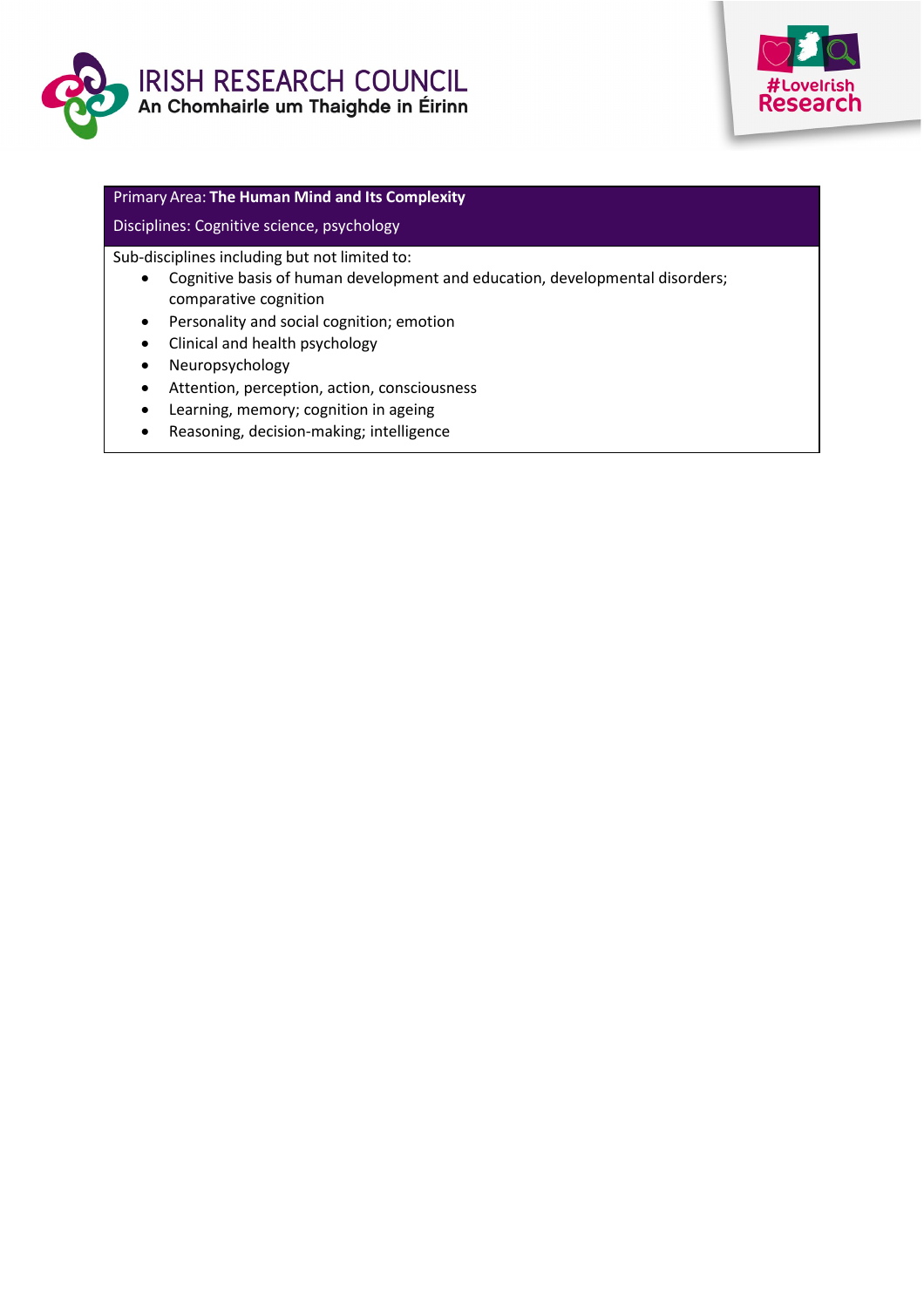Primary Area: **The Human Mind and Its Complexity**

Disciplines: Cognitive science, psychology

Sub-disciplines including but not limited to:

- Cognitive basis of human development and education, developmental disorders; comparative cognition
- Personality and social cognition; emotion
- Clinical and health psychology
- Neuropsychology
- Attention, perception, action, consciousness
- Learning, memory; cognition in ageing
- Reasoning, decision-making; intelligence